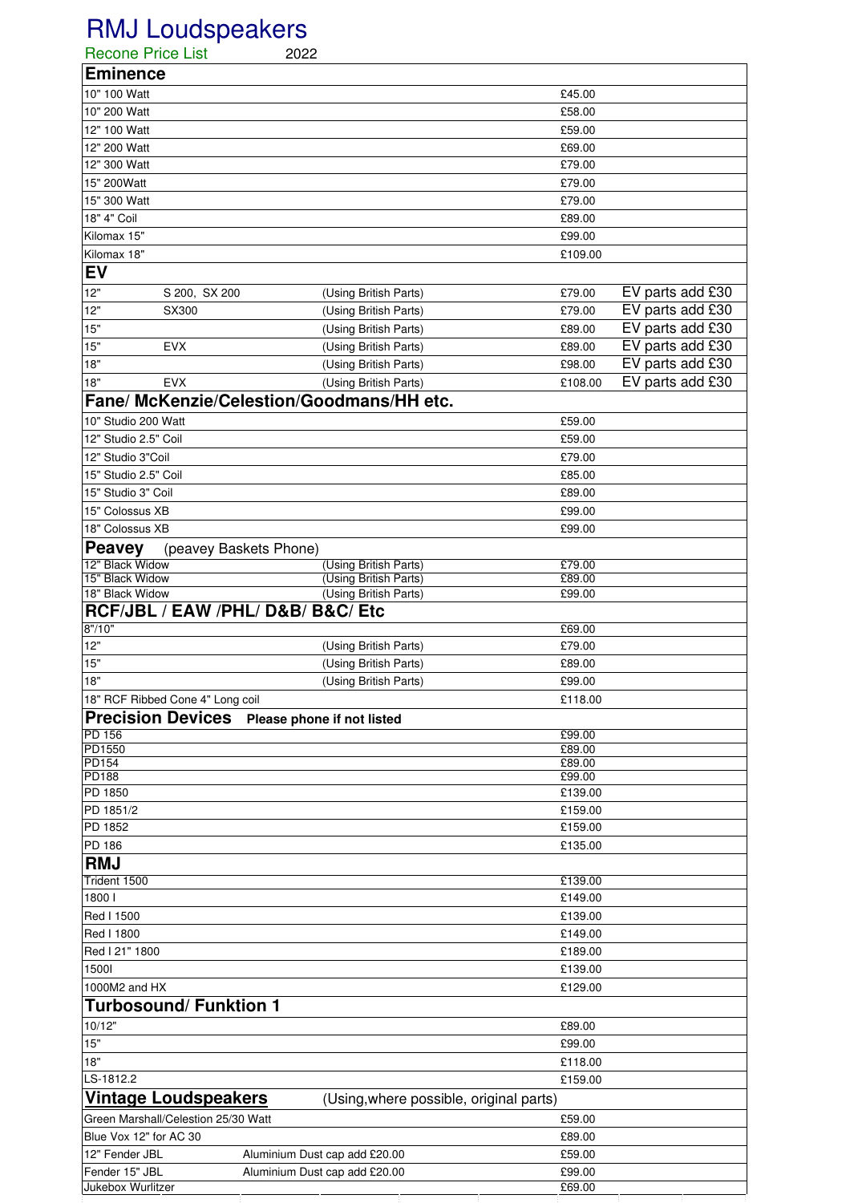# RMJ Loudspeakers

Recone Price List 2022

## Eminence

| | | | | |
|---|---|---|---|---|
| 10" 100 Watt | | | £45.00 | |
| 10" 200 Watt | | | £58.00 | |
| 12" 100 Watt | | | £59.00 | |
| 12" 200 Watt | | | £69.00 | |
| 12" 300 Watt | | | £79.00 | |
| 15" 200Watt | | | £79.00 | |
| 15" 300 Watt | | | £79.00 | |
| 18" 4" Coil | | | £89.00 | |
| Kilomax 15" | | | £99.00 | |
| Kilomax 18" | | | £109.00 | |

## EV

| | | | | |
|---|---|---|---|---|
| 12" | S 200, SX 200 | (Using British Parts) | £79.00 | EV parts add £30 |
| 12" | SX300 | (Using British Parts) | £79.00 | EV parts add £30 |
| 15" | | (Using British Parts) | £89.00 | EV parts add £30 |
| 15" | EVX | (Using British Parts) | £89.00 | EV parts add £30 |
| 18" | | (Using British Parts) | £98.00 | EV parts add £30 |
| 18" | EVX | (Using British Parts) | £108.00 | EV parts add £30 |

## Fane/ McKenzie/Celestion/Goodmans/HH etc.

| | | | | |
|---|---|---|---|---|
| 10" Studio 200 Watt | | | £59.00 | |
| 12" Studio 2.5" Coil | | | £59.00 | |
| 12" Studio 3"Coil | | | £79.00 | |
| 15" Studio 2.5" Coil | | | £85.00 | |
| 15" Studio 3" Coil | | | £89.00 | |
| 15" Colossus XB | | | £99.00 | |
| 18" Colossus XB | | | £99.00 | |

## Peavey (peavey Baskets Phone)

| | | | | |
|---|---|---|---|---|
| 12" Black Widow | | (Using British Parts) | £79.00 | |
| 15" Black Widow | | (Using British Parts) | £89.00 | |
| 18" Black Widow | | (Using British Parts) | £99.00 | |

## RCF/JBL / EAW /PHL/ D&B/ B&C/ Etc

| | | | | |
|---|---|---|---|---|
| 8"/10" | | | £69.00 | |
| 12" | | (Using British Parts) | £79.00 | |
| 15" | | (Using British Parts) | £89.00 | |
| 18" | | (Using British Parts) | £99.00 | |
| 18" RCF Ribbed Cone 4" Long coil | | | £118.00 | |

## Precision Devices **Please phone if not listed**

| | | | | |
|---|---|---|---|---|
| PD 156 | | | £99.00 | |
| PD1550 | | | £89.00 | |
| PD154 | | | £89.00 | |
| PD188 | | | £99.00 | |
| PD 1850 | | | £139.00 | |
| PD 1851/2 | | | £159.00 | |
| PD 1852 | | | £159.00 | |
| PD 186 | | | £135.00 | |

## RMJ

| | | | | |
|---|---|---|---|---|
| Trident 1500 | | | £139.00 | |
| 1800 I | | | £149.00 | |
| Red I 1500 | | | £139.00 | |
| Red I 1800 | | | £149.00 | |
| Red I 21" 1800 | | | £189.00 | |
| 1500I | | | £139.00 | |
| 1000M2 and HX | | | £129.00 | |

## Turbosound/ Funktion 1

| | | | | |
|---|---|---|---|---|
| 10/12" | | | £89.00 | |
| 15" | | | £99.00 | |
| 18" | | | £118.00 | |
| LS-1812.2 | | | £159.00 | |

## Vintage Loudspeakers (Using,where possible, original parts)

| | | | | |
|---|---|---|---|---|
| Green Marshall/Celestion 25/30 Watt | | | £59.00 | |
| Blue Vox 12" for AC 30 | | | £89.00 | |
| 12" Fender JBL | Aluminium Dust cap add £20.00 | | £59.00 | |
| Fender 15" JBL | Aluminium Dust cap add £20.00 | | £99.00 | |
| Jukebox Wurlitzer | | | £69.00 | |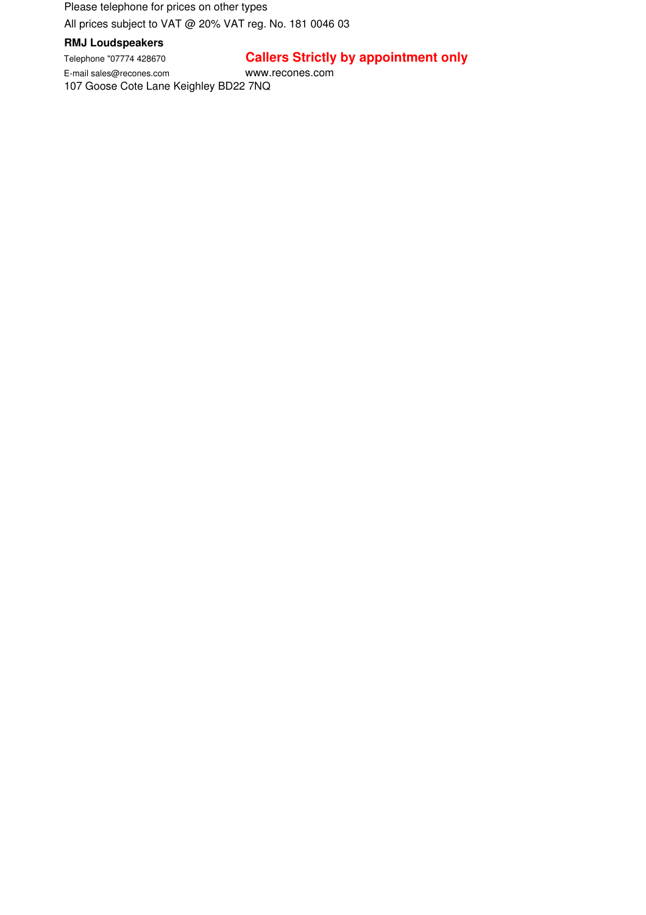Please telephone for prices on other types

All prices subject to VAT @ 20% VAT reg. No. 181 0046 03

**RMJ Loudspeakers**

Telephone "07774 428670

**Callers Strictly by appointment only**

E-mail sales@recones.com

www.recones.com

107 Goose Cote Lane Keighley BD22 7NQ